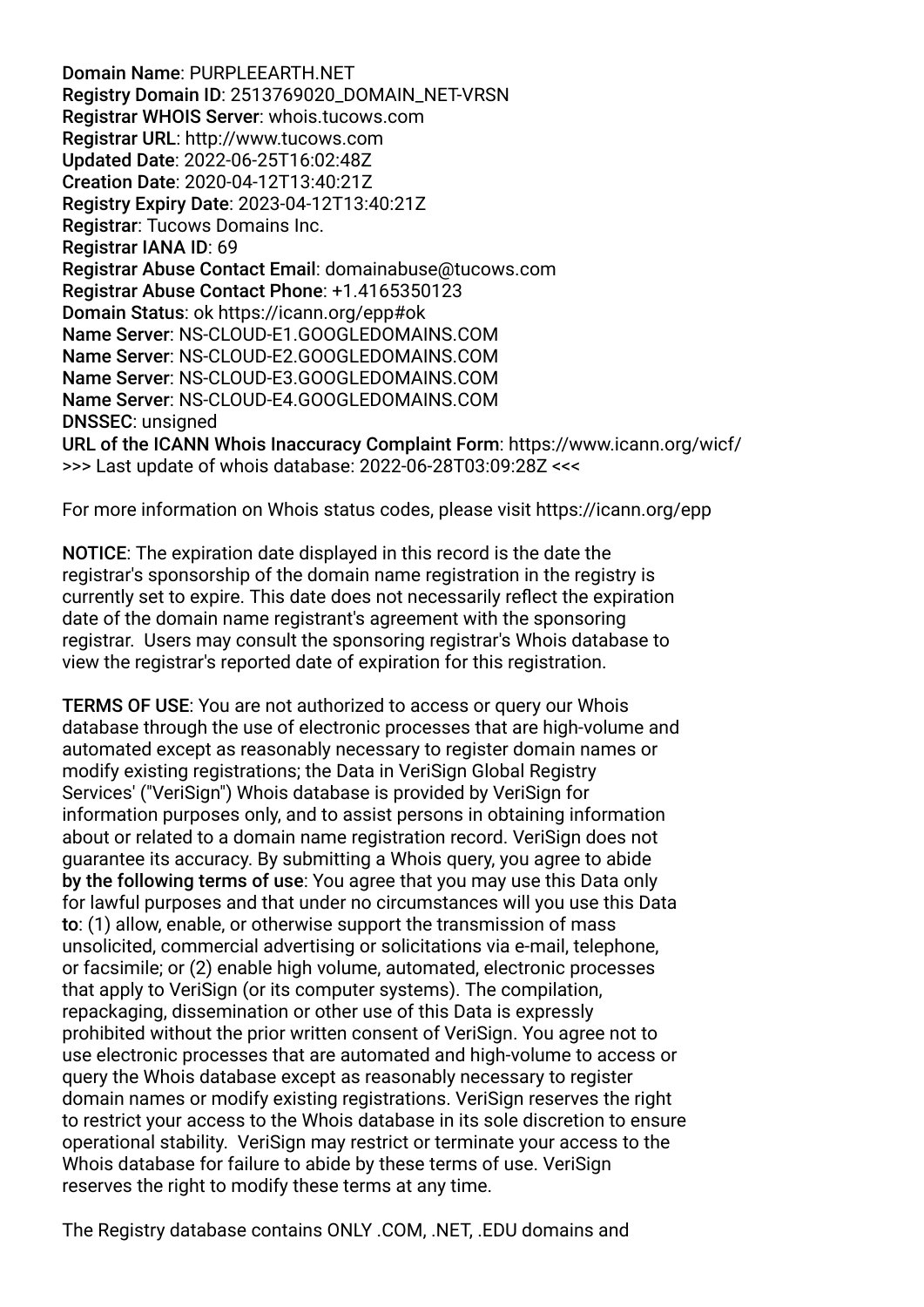**Domain Name**: PURPLEEARTH.NET
**Registry Domain ID**: 2513769020_DOMAIN_NET-VRSN
**Registrar WHOIS Server**: whois.tucows.com
**Registrar URL**: http://www.tucows.com
**Updated Date**: 2022-06-25T16:02:48Z
**Creation Date**: 2020-04-12T13:40:21Z
**Registry Expiry Date**: 2023-04-12T13:40:21Z
**Registrar**: Tucows Domains Inc.
**Registrar IANA ID**: 69
**Registrar Abuse Contact Email**: domainabuse@tucows.com
**Registrar Abuse Contact Phone**: +1.4165350123
**Domain Status**: ok https://icann.org/epp#ok
**Name Server**: NS-CLOUD-E1.GOOGLEDOMAINS.COM
**Name Server**: NS-CLOUD-E2.GOOGLEDOMAINS.COM
**Name Server**: NS-CLOUD-E3.GOOGLEDOMAINS.COM
**Name Server**: NS-CLOUD-E4.GOOGLEDOMAINS.COM
**DNSSEC**: unsigned
**URL of the ICANN Whois Inaccuracy Complaint Form**: https://www.icann.org/wicf/
>>> Last update of whois database: 2022-06-28T03:09:28Z <<<

For more information on Whois status codes, please visit https://icann.org/epp

**NOTICE**: The expiration date displayed in this record is the date the registrar's sponsorship of the domain name registration in the registry is currently set to expire. This date does not necessarily reflect the expiration date of the domain name registrant's agreement with the sponsoring registrar. Users may consult the sponsoring registrar's Whois database to view the registrar's reported date of expiration for this registration.

**TERMS OF USE**: You are not authorized to access or query our Whois database through the use of electronic processes that are high-volume and automated except as reasonably necessary to register domain names or modify existing registrations; the Data in VeriSign Global Registry Services' ("VeriSign") Whois database is provided by VeriSign for information purposes only, and to assist persons in obtaining information about or related to a domain name registration record. VeriSign does not guarantee its accuracy. By submitting a Whois query, you agree to abide **by the following terms of use**: You agree that you may use this Data only for lawful purposes and that under no circumstances will you use this Data **to**: (1) allow, enable, or otherwise support the transmission of mass unsolicited, commercial advertising or solicitations via e-mail, telephone, or facsimile; or (2) enable high volume, automated, electronic processes that apply to VeriSign (or its computer systems). The compilation, repackaging, dissemination or other use of this Data is expressly prohibited without the prior written consent of VeriSign. You agree not to use electronic processes that are automated and high-volume to access or query the Whois database except as reasonably necessary to register domain names or modify existing registrations. VeriSign reserves the right to restrict your access to the Whois database in its sole discretion to ensure operational stability. VeriSign may restrict or terminate your access to the Whois database for failure to abide by these terms of use. VeriSign reserves the right to modify these terms at any time.

The Registry database contains ONLY .COM, .NET, .EDU domains and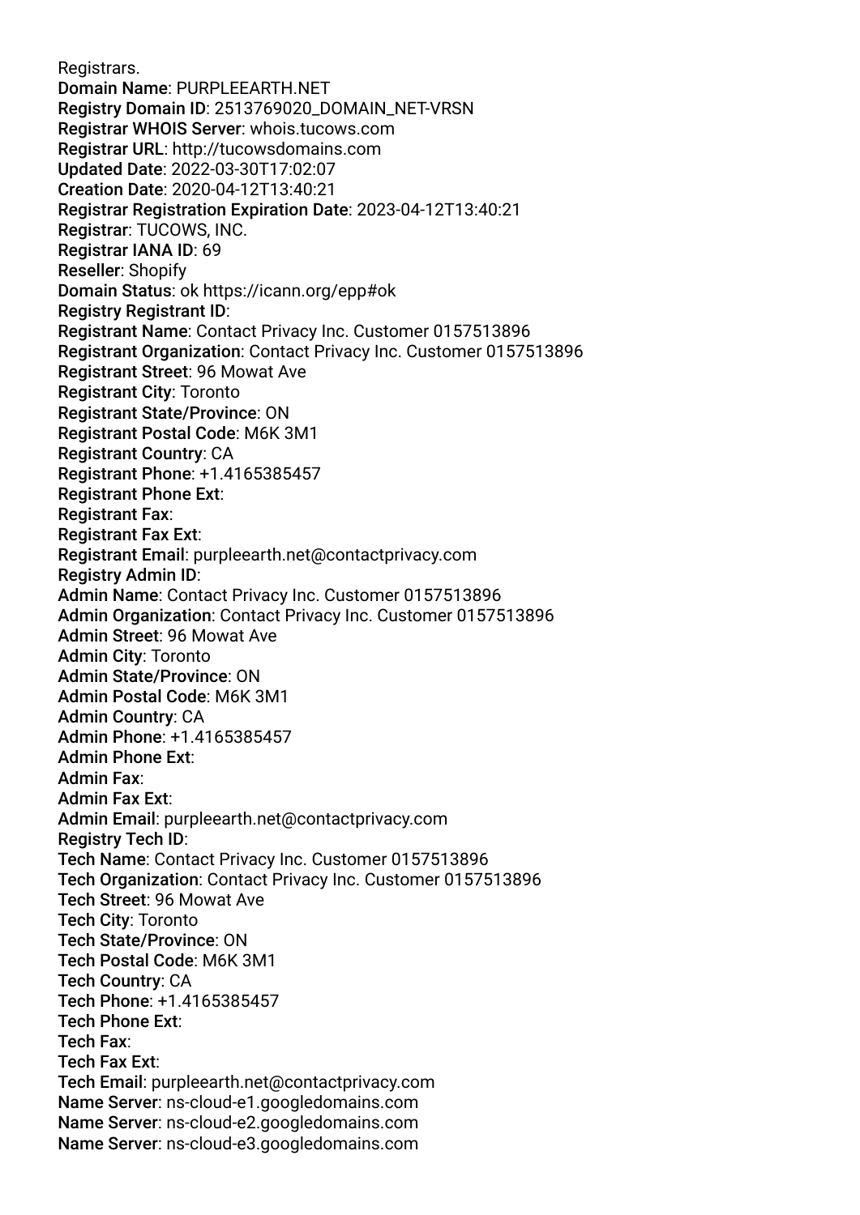Registrars.
Domain Name: PURPLEEARTH.NET
Registry Domain ID: 2513769020_DOMAIN_NET-VRSN
Registrar WHOIS Server: whois.tucows.com
Registrar URL: http://tucowsdomains.com
Updated Date: 2022-03-30T17:02:07
Creation Date: 2020-04-12T13:40:21
Registrar Registration Expiration Date: 2023-04-12T13:40:21
Registrar: TUCOWS, INC.
Registrar IANA ID: 69
Reseller: Shopify
Domain Status: ok https://icann.org/epp#ok
Registry Registrant ID:
Registrant Name: Contact Privacy Inc. Customer 0157513896
Registrant Organization: Contact Privacy Inc. Customer 0157513896
Registrant Street: 96 Mowat Ave
Registrant City: Toronto
Registrant State/Province: ON
Registrant Postal Code: M6K 3M1
Registrant Country: CA
Registrant Phone: +1.4165385457
Registrant Phone Ext:
Registrant Fax:
Registrant Fax Ext:
Registrant Email: purpleearth.net@contactprivacy.com
Registry Admin ID:
Admin Name: Contact Privacy Inc. Customer 0157513896
Admin Organization: Contact Privacy Inc. Customer 0157513896
Admin Street: 96 Mowat Ave
Admin City: Toronto
Admin State/Province: ON
Admin Postal Code: M6K 3M1
Admin Country: CA
Admin Phone: +1.4165385457
Admin Phone Ext:
Admin Fax:
Admin Fax Ext:
Admin Email: purpleearth.net@contactprivacy.com
Registry Tech ID:
Tech Name: Contact Privacy Inc. Customer 0157513896
Tech Organization: Contact Privacy Inc. Customer 0157513896
Tech Street: 96 Mowat Ave
Tech City: Toronto
Tech State/Province: ON
Tech Postal Code: M6K 3M1
Tech Country: CA
Tech Phone: +1.4165385457
Tech Phone Ext:
Tech Fax:
Tech Fax Ext:
Tech Email: purpleearth.net@contactprivacy.com
Name Server: ns-cloud-e1.googledomains.com
Name Server: ns-cloud-e2.googledomains.com
Name Server: ns-cloud-e3.googledomains.com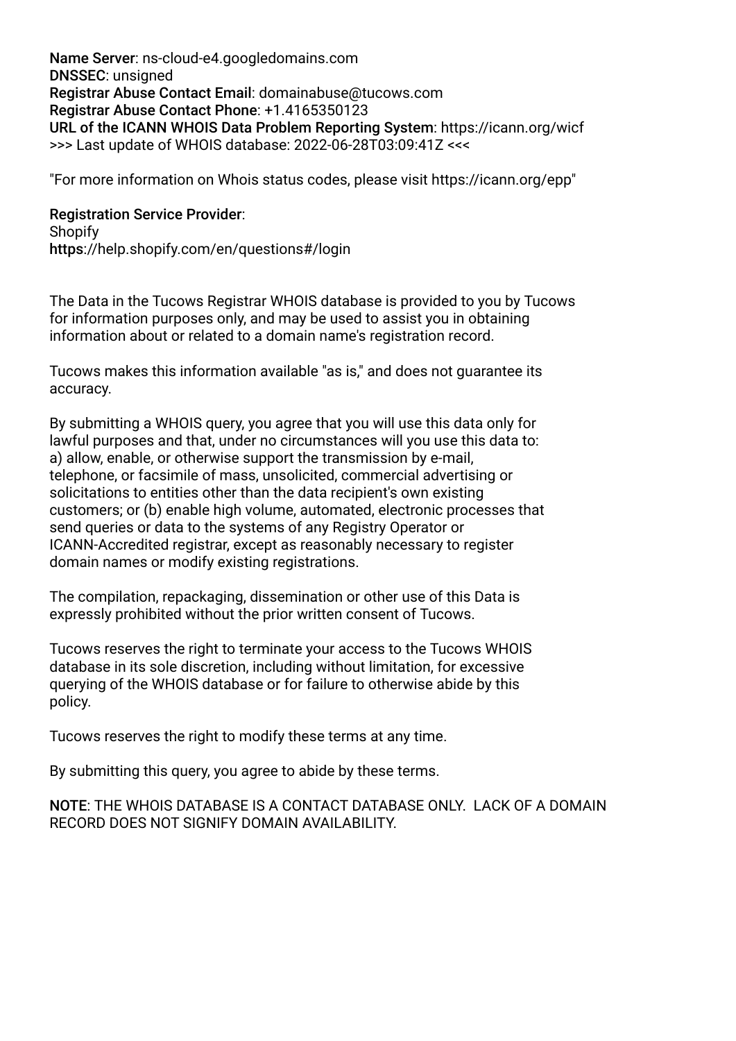**Name Server**: ns-cloud-e4.googledomains.com
**DNSSEC**: unsigned
**Registrar Abuse Contact Email**: domainabuse@tucows.com
**Registrar Abuse Contact Phone**: +1.4165350123
**URL of the ICANN WHOIS Data Problem Reporting System**: https://icann.org/wicf
>>> Last update of WHOIS database: 2022-06-28T03:09:41Z <<<

"For more information on Whois status codes, please visit https://icann.org/epp"

**Registration Service Provider**:
Shopify
**https**://help.shopify.com/en/questions#/login

The Data in the Tucows Registrar WHOIS database is provided to you by Tucows for information purposes only, and may be used to assist you in obtaining information about or related to a domain name's registration record.

Tucows makes this information available "as is," and does not guarantee its accuracy.

By submitting a WHOIS query, you agree that you will use this data only for lawful purposes and that, under no circumstances will you use this data to: a) allow, enable, or otherwise support the transmission by e-mail, telephone, or facsimile of mass, unsolicited, commercial advertising or solicitations to entities other than the data recipient's own existing customers; or (b) enable high volume, automated, electronic processes that send queries or data to the systems of any Registry Operator or ICANN-Accredited registrar, except as reasonably necessary to register domain names or modify existing registrations.

The compilation, repackaging, dissemination or other use of this Data is expressly prohibited without the prior written consent of Tucows.

Tucows reserves the right to terminate your access to the Tucows WHOIS database in its sole discretion, including without limitation, for excessive querying of the WHOIS database or for failure to otherwise abide by this policy.

Tucows reserves the right to modify these terms at any time.

By submitting this query, you agree to abide by these terms.

**NOTE**: THE WHOIS DATABASE IS A CONTACT DATABASE ONLY. LACK OF A DOMAIN RECORD DOES NOT SIGNIFY DOMAIN AVAILABILITY.